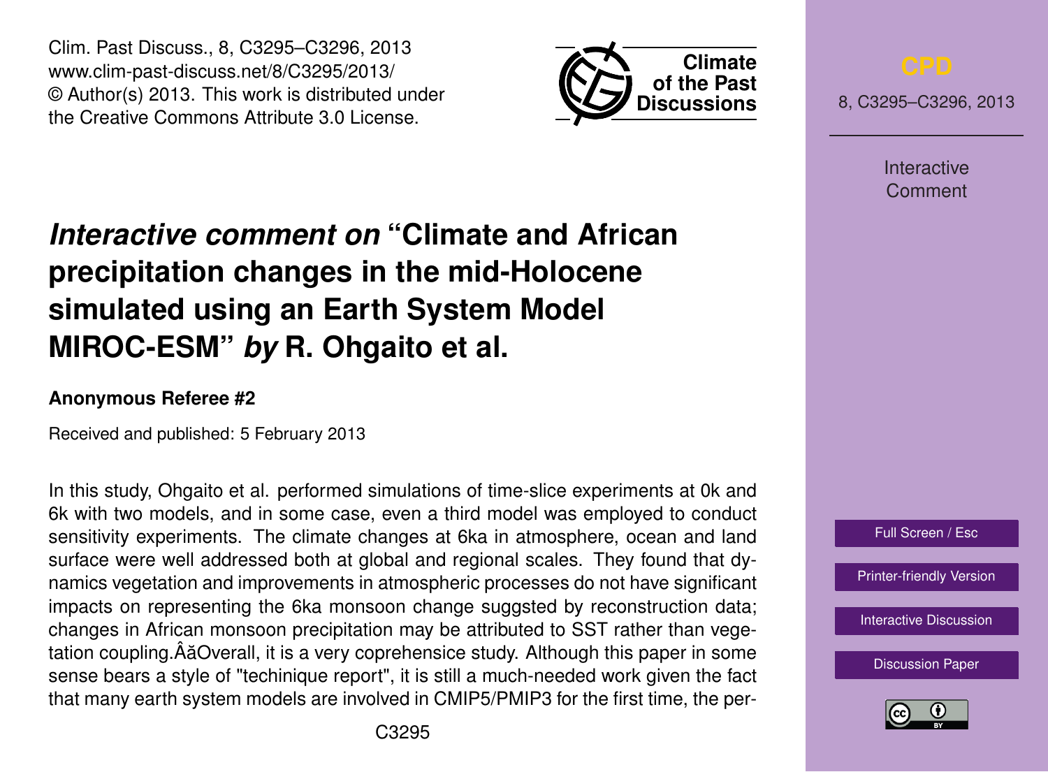# *Interactive comment on* "Climate and African precipitation changes in the mid-Holocene simulated using an Earth System Model MIROC-ESM" *by* R. Ohgaito et al.

**Anonymous Referee #2**

Received and published: 5 February 2013

In this study, Ohgaito et al. performed simulations of time-slice experiments at 0k and 6k with two models, and in some case, even a third model was employed to conduct sensitivity experiments. The climate changes at 6ka in atmosphere, ocean and land surface were well addressed both at global and regional scales. They found that dynamics vegetation and improvements in atmospheric processes do not have significant impacts on representing the 6ka monsoon change suggsted by reconstruction data; changes in African monsoon precipitation may be attributed to SST rather than vegetation coupling.ÂăOverall, it is a very coprehensice study. Although this paper in some sense bears a style of "techinique report", it is still a much-needed work given the fact that many earth system models are involved in CMIP5/PMIP3 for the first time, the per-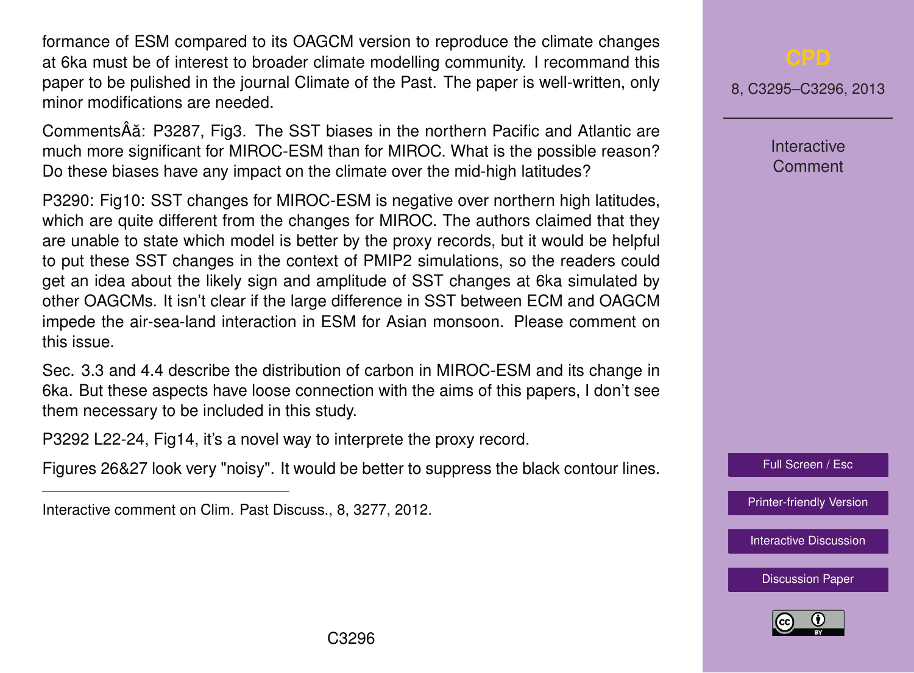formance of ESM compared to its OAGCM version to reproduce the climate changes at 6ka must be of interest to broader climate modelling community. I recommand this paper to be pulished in the journal Climate of the Past. The paper is well-written, only minor modifications are needed.

CommentsÂă: P3287, Fig3. The SST biases in the northern Pacific and Atlantic are much more significant for MIROC-ESM than for MIROC. What is the possible reason? Do these biases have any impact on the climate over the mid-high latitudes?

P3290: Fig10: SST changes for MIROC-ESM is negative over northern high latitudes, which are quite different from the changes for MIROC. The authors claimed that they are unable to state which model is better by the proxy records, but it would be helpful to put these SST changes in the context of PMIP2 simulations, so the readers could get an idea about the likely sign and amplitude of SST changes at 6ka simulated by other OAGCMs. It isn't clear if the large difference in SST between ECM and OAGCM impede the air-sea-land interaction in ESM for Asian monsoon. Please comment on this issue.

Sec. 3.3 and 4.4 describe the distribution of carbon in MIROC-ESM and its change in 6ka. But these aspects have loose connection with the aims of this papers, I don't see them necessary to be included in this study.

P3292 L22-24, Fig14, it's a novel way to interprete the proxy record.

Figures 26&27 look very "noisy". It would be better to suppress the black contour lines.

---

Interactive comment on Clim. Past Discuss., 8, 3277, 2012.